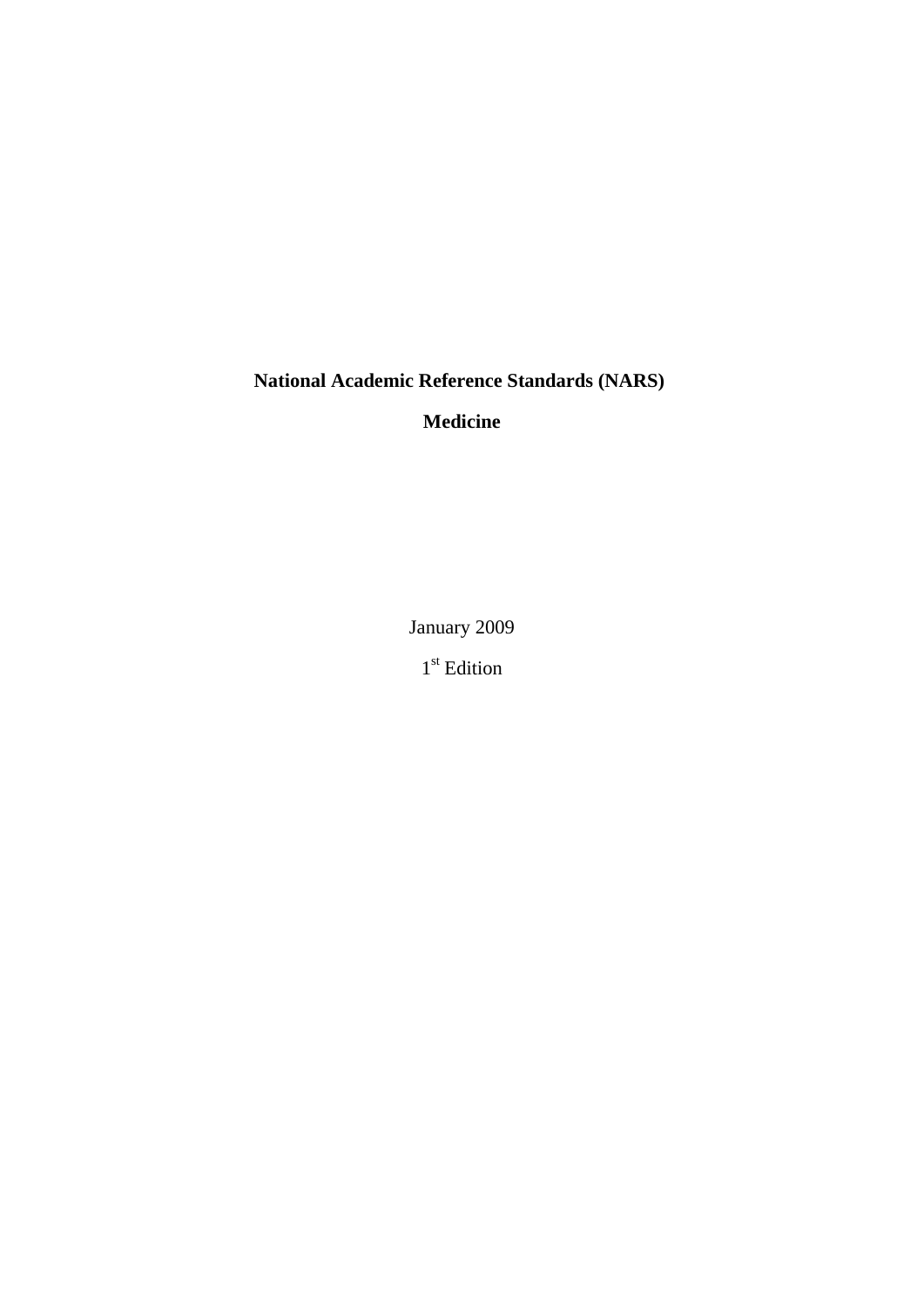**National Academic Reference Standards (NARS)**

**Medicine**

January 2009

1st Edition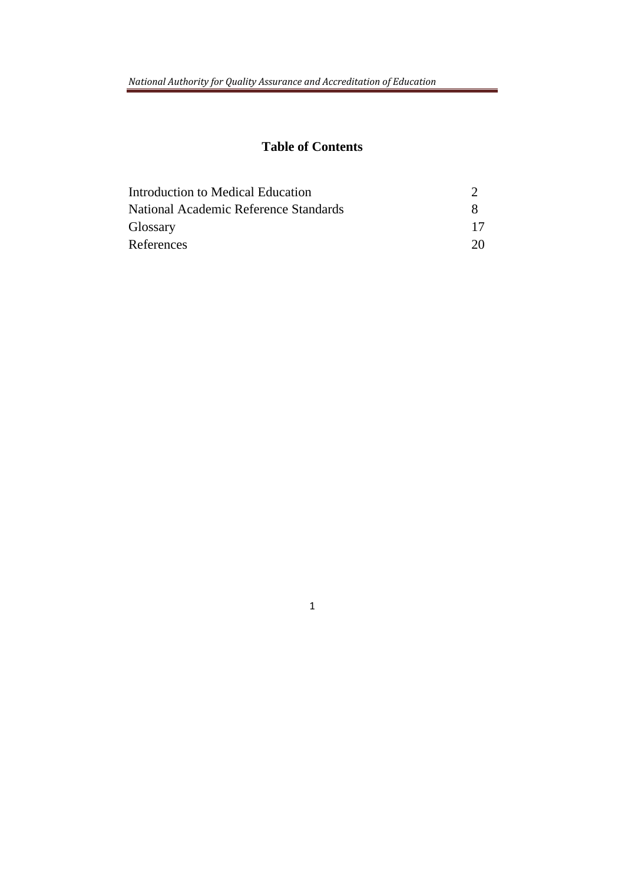# Table of Contents

| | |
|---|---|
| Introduction to Medical Education | 2 |
| National Academic Reference Standards | 8 |
| Glossary | 17 |
| References | 20 |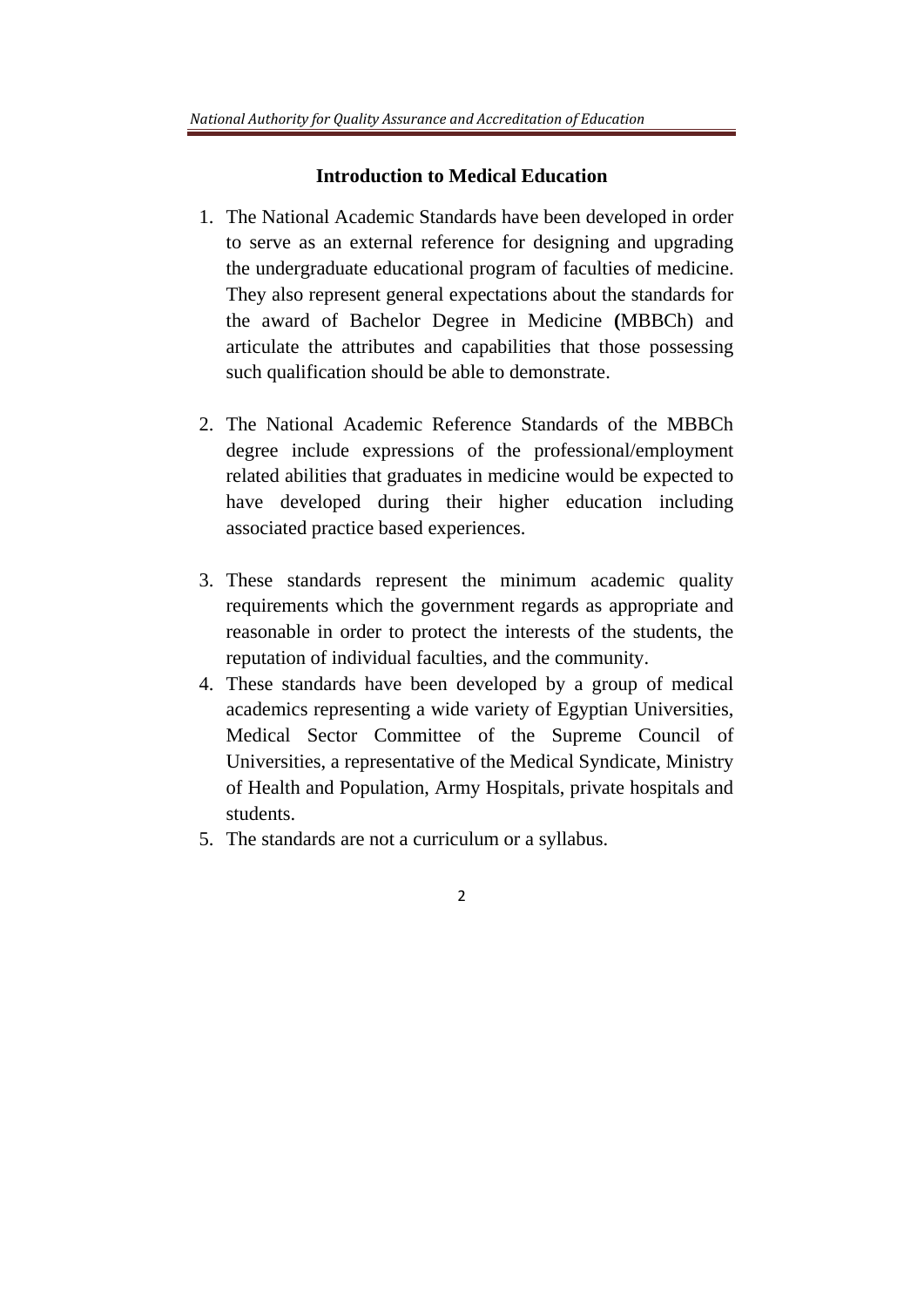## Introduction to Medical Education

1. The National Academic Standards have been developed in order to serve as an external reference for designing and upgrading the undergraduate educational program of faculties of medicine. They also represent general expectations about the standards for the award of Bachelor Degree in Medicine (MBBCh) and articulate the attributes and capabilities that those possessing such qualification should be able to demonstrate.

2. The National Academic Reference Standards of the MBBCh degree include expressions of the professional/employment related abilities that graduates in medicine would be expected to have developed during their higher education including associated practice based experiences.

3. These standards represent the minimum academic quality requirements which the government regards as appropriate and reasonable in order to protect the interests of the students, the reputation of individual faculties, and the community.
4. These standards have been developed by a group of medical academics representing a wide variety of Egyptian Universities, Medical Sector Committee of the Supreme Council of Universities, a representative of the Medical Syndicate, Ministry of Health and Population, Army Hospitals, private hospitals and students.
5. The standards are not a curriculum or a syllabus.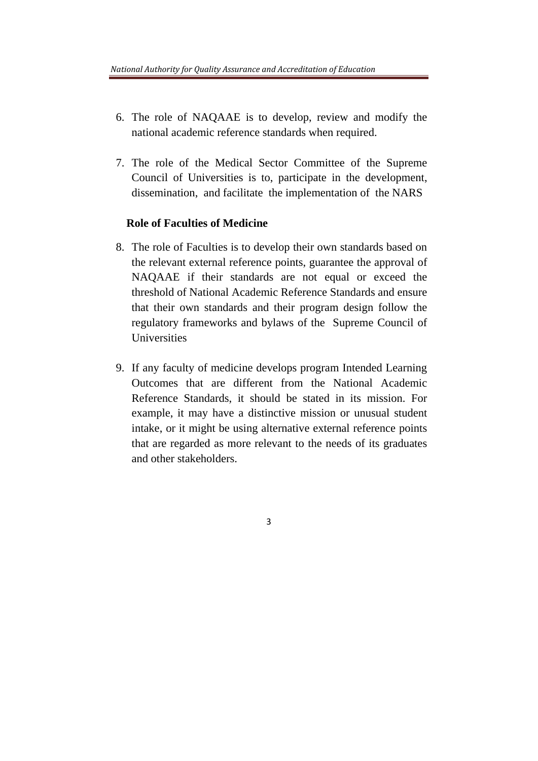6. The role of NAQAAE is to develop, review and modify the national academic reference standards when required.

7. The role of the Medical Sector Committee of the Supreme Council of Universities is to, participate in the development, dissemination, and facilitate the implementation of the NARS

**Role of Faculties of Medicine**

8. The role of Faculties is to develop their own standards based on the relevant external reference points, guarantee the approval of NAQAAE if their standards are not equal or exceed the threshold of National Academic Reference Standards and ensure that their own standards and their program design follow the regulatory frameworks and bylaws of the Supreme Council of Universities

9. If any faculty of medicine develops program Intended Learning Outcomes that are different from the National Academic Reference Standards, it should be stated in its mission. For example, it may have a distinctive mission or unusual student intake, or it might be using alternative external reference points that are regarded as more relevant to the needs of its graduates and other stakeholders.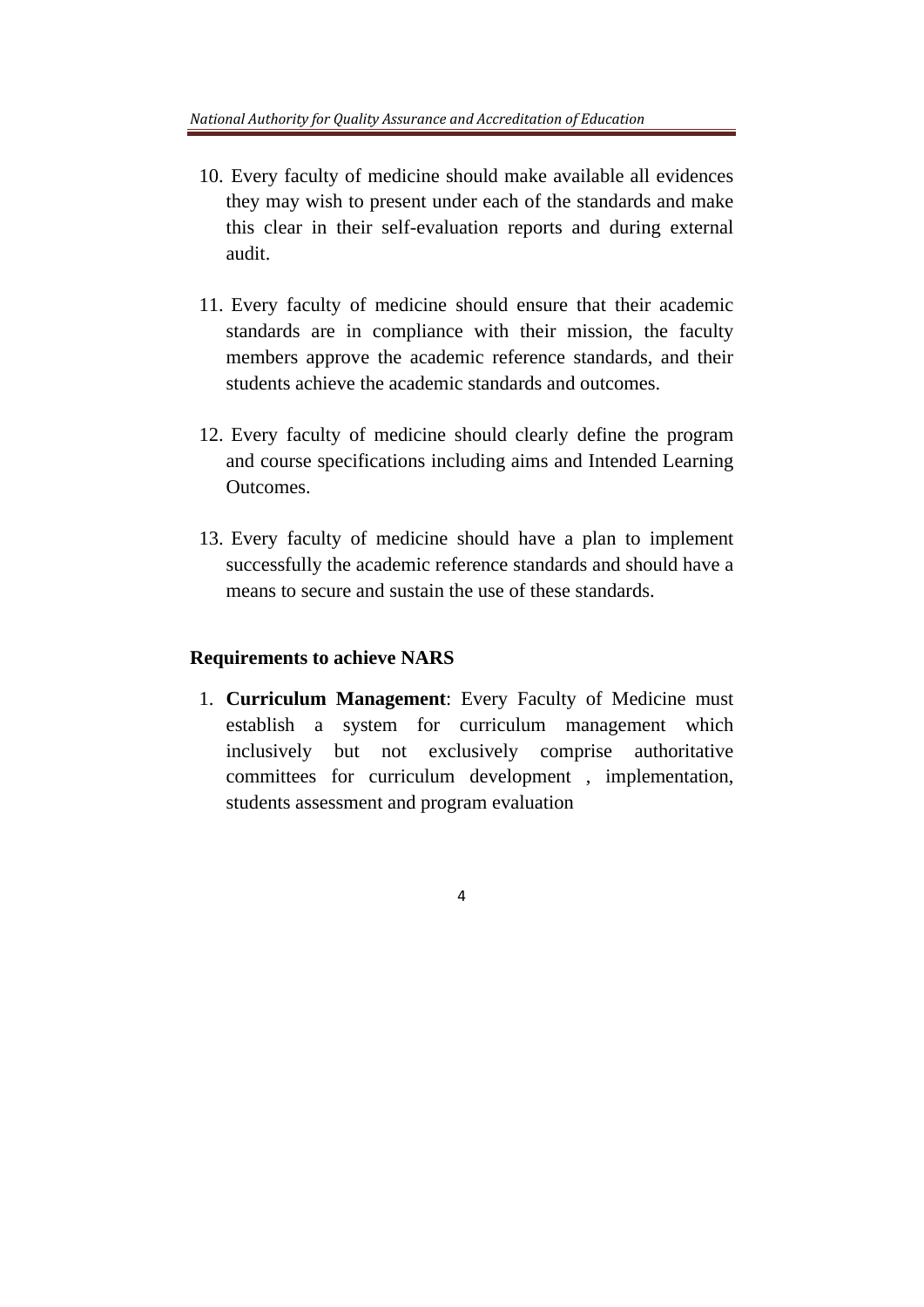10. Every faculty of medicine should make available all evidences they may wish to present under each of the standards and make this clear in their self-evaluation reports and during external audit.

11. Every faculty of medicine should ensure that their academic standards are in compliance with their mission, the faculty members approve the academic reference standards, and their students achieve the academic standards and outcomes.

12. Every faculty of medicine should clearly define the program and course specifications including aims and Intended Learning Outcomes.

13. Every faculty of medicine should have a plan to implement successfully the academic reference standards and should have a means to secure and sustain the use of these standards.

**Requirements to achieve NARS**

1. **Curriculum Management**: Every Faculty of Medicine must establish a system for curriculum management which inclusively but not exclusively comprise authoritative committees for curriculum development , implementation, students assessment and program evaluation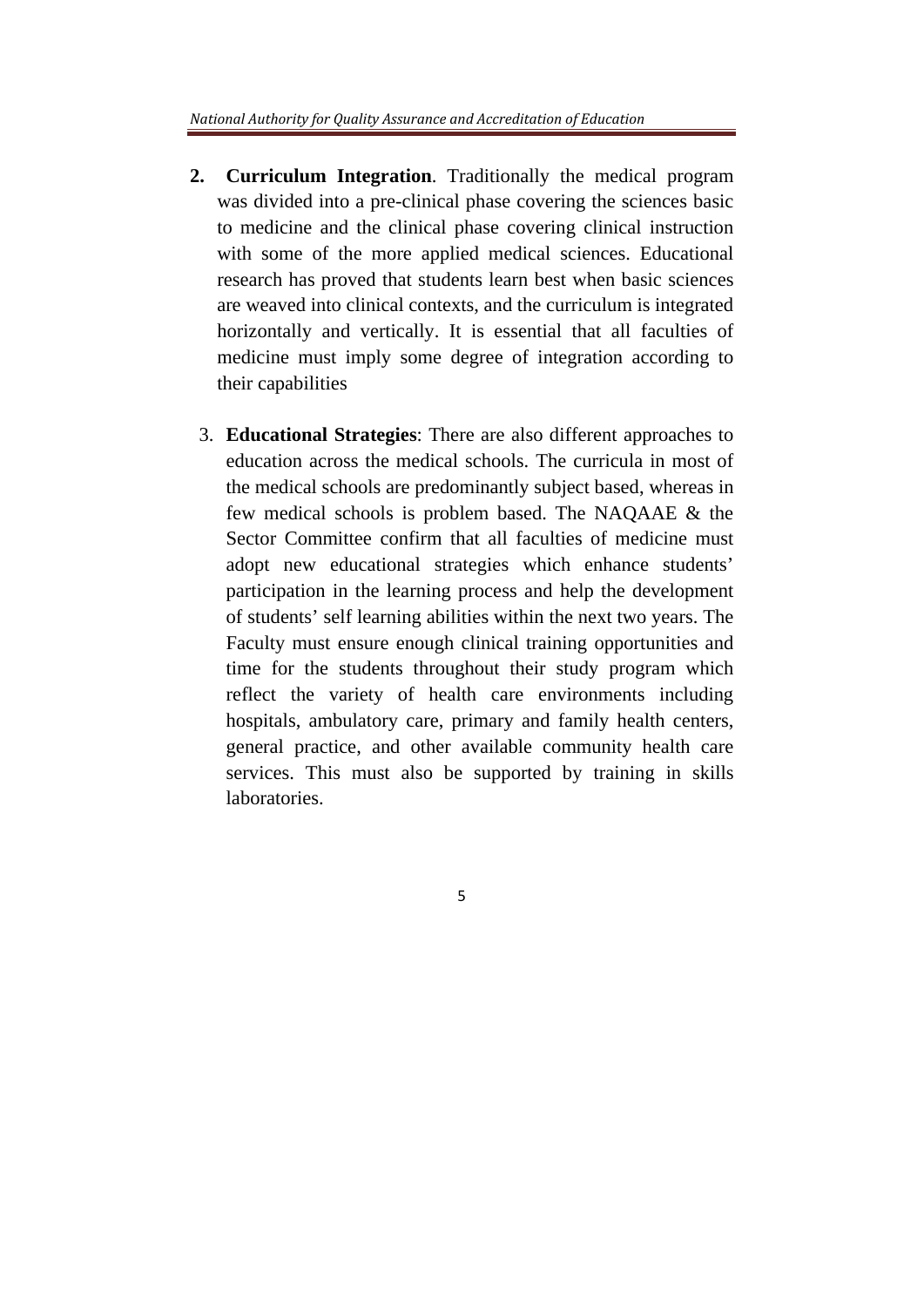2. **Curriculum Integration**. Traditionally the medical program was divided into a pre-clinical phase covering the sciences basic to medicine and the clinical phase covering clinical instruction with some of the more applied medical sciences. Educational research has proved that students learn best when basic sciences are weaved into clinical contexts, and the curriculum is integrated horizontally and vertically. It is essential that all faculties of medicine must imply some degree of integration according to their capabilities

3. **Educational Strategies**: There are also different approaches to education across the medical schools. The curricula in most of the medical schools are predominantly subject based, whereas in few medical schools is problem based. The NAQAAE & the Sector Committee confirm that all faculties of medicine must adopt new educational strategies which enhance students' participation in the learning process and help the development of students' self learning abilities within the next two years. The Faculty must ensure enough clinical training opportunities and time for the students throughout their study program which reflect the variety of health care environments including hospitals, ambulatory care, primary and family health centers, general practice, and other available community health care services. This must also be supported by training in skills laboratories.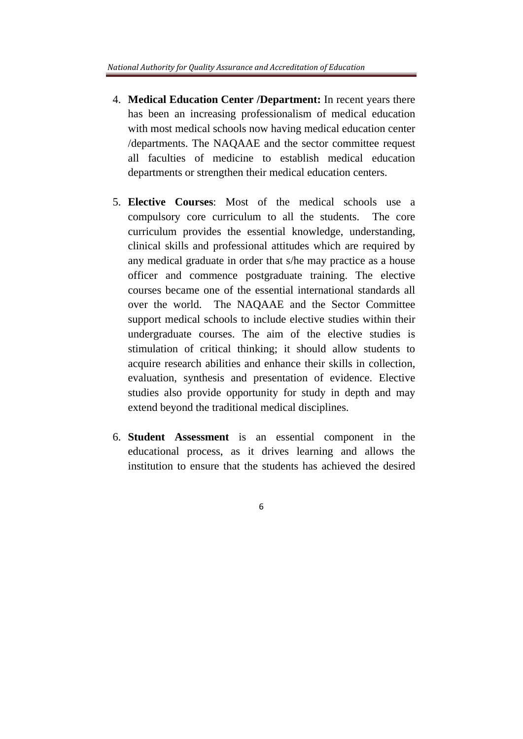4. **Medical Education Center /Department:** In recent years there has been an increasing professionalism of medical education with most medical schools now having medical education center /departments. The NAQAAE and the sector committee request all faculties of medicine to establish medical education departments or strengthen their medical education centers.

5. **Elective Courses**: Most of the medical schools use a compulsory core curriculum to all the students. The core curriculum provides the essential knowledge, understanding, clinical skills and professional attitudes which are required by any medical graduate in order that s/he may practice as a house officer and commence postgraduate training. The elective courses became one of the essential international standards all over the world. The NAQAAE and the Sector Committee support medical schools to include elective studies within their undergraduate courses. The aim of the elective studies is stimulation of critical thinking; it should allow students to acquire research abilities and enhance their skills in collection, evaluation, synthesis and presentation of evidence. Elective studies also provide opportunity for study in depth and may extend beyond the traditional medical disciplines.

6. **Student Assessment** is an essential component in the educational process, as it drives learning and allows the institution to ensure that the students has achieved the desired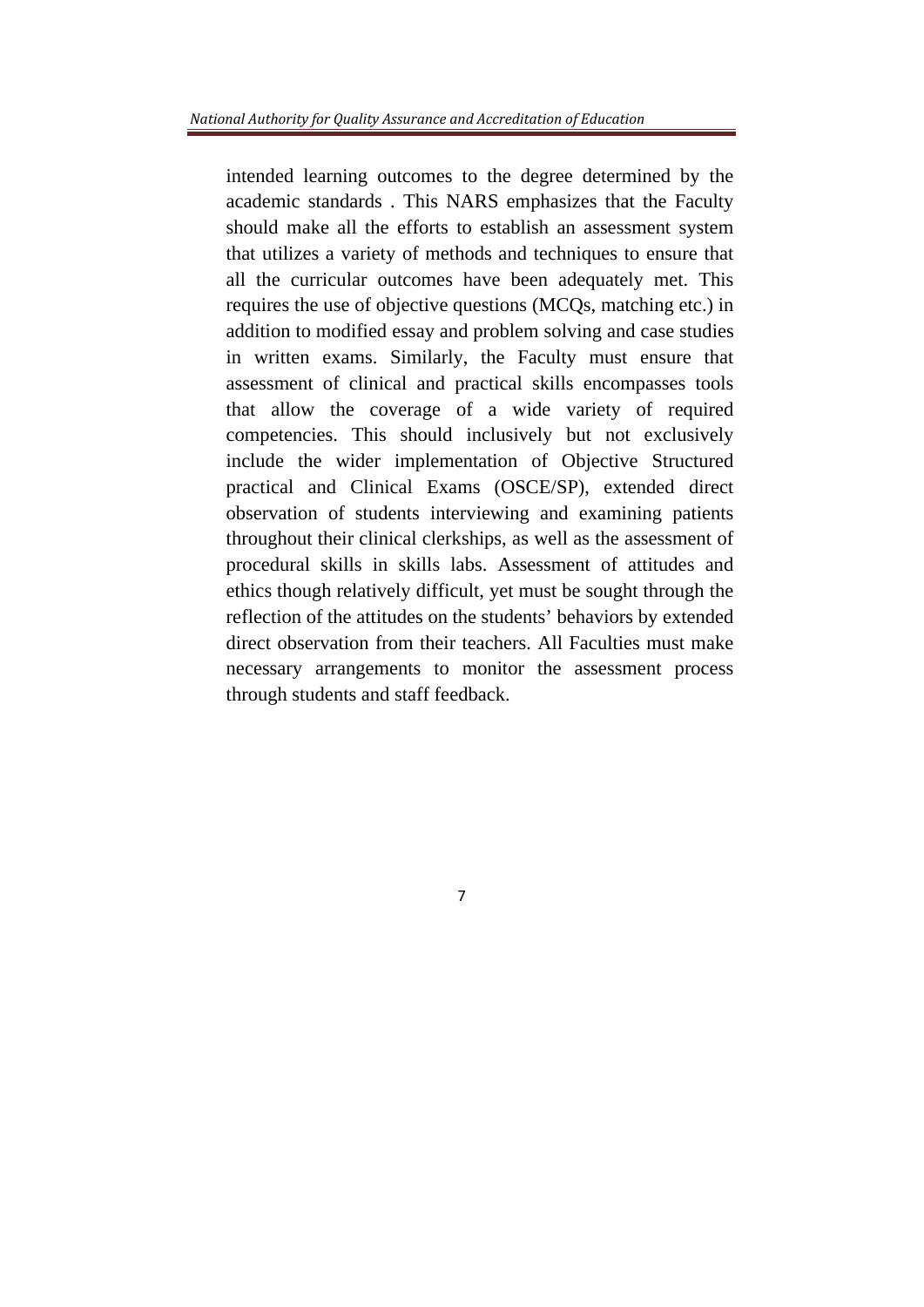intended learning outcomes to the degree determined by the academic standards . This NARS emphasizes that the Faculty should make all the efforts to establish an assessment system that utilizes a variety of methods and techniques to ensure that all the curricular outcomes have been adequately met. This requires the use of objective questions (MCQs, matching etc.) in addition to modified essay and problem solving and case studies in written exams. Similarly, the Faculty must ensure that assessment of clinical and practical skills encompasses tools that allow the coverage of a wide variety of required competencies. This should inclusively but not exclusively include the wider implementation of Objective Structured practical and Clinical Exams (OSCE/SP), extended direct observation of students interviewing and examining patients throughout their clinical clerkships, as well as the assessment of procedural skills in skills labs. Assessment of attitudes and ethics though relatively difficult, yet must be sought through the reflection of the attitudes on the students' behaviors by extended direct observation from their teachers. All Faculties must make necessary arrangements to monitor the assessment process through students and staff feedback.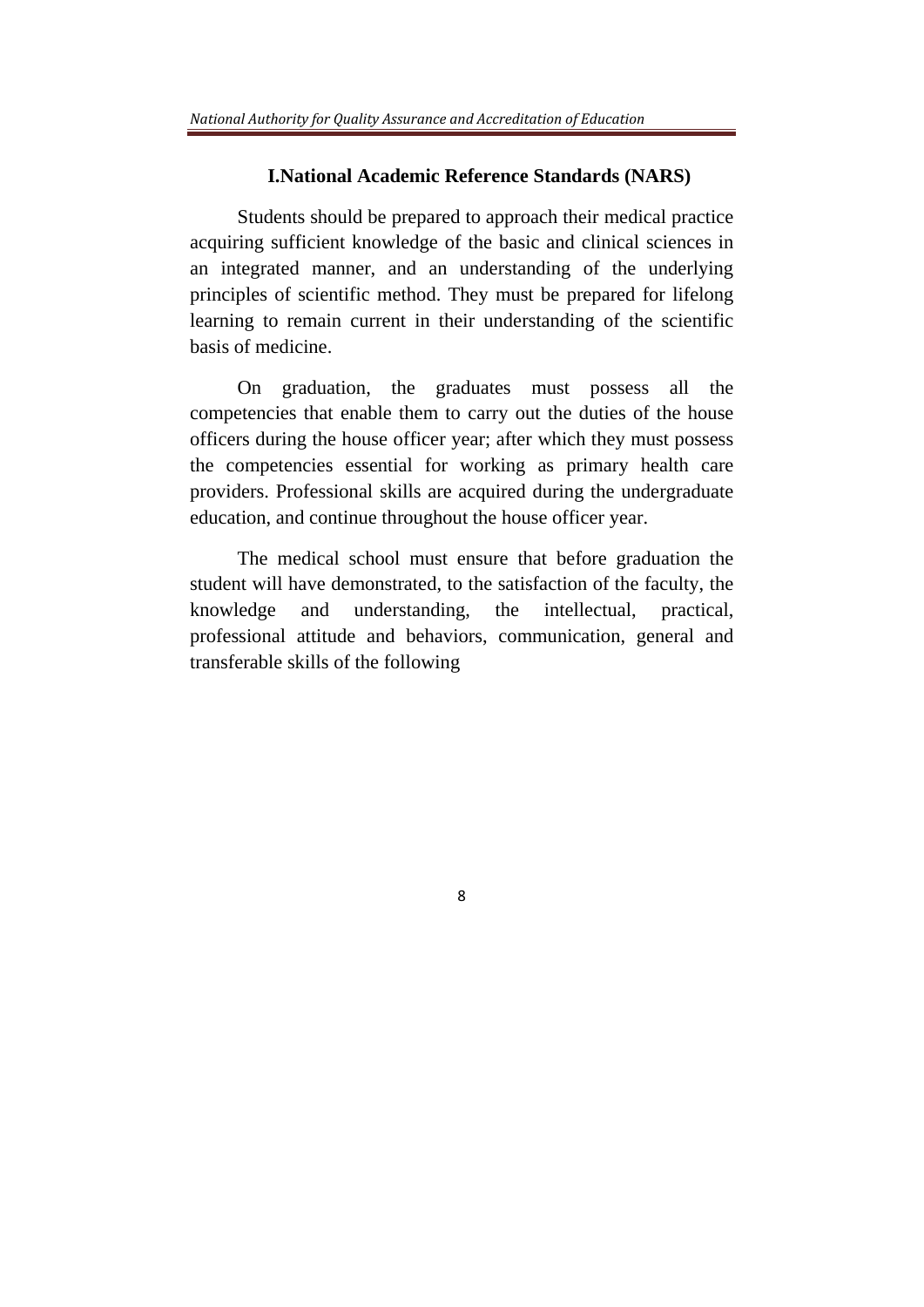# I.National Academic Reference Standards (NARS)

Students should be prepared to approach their medical practice acquiring sufficient knowledge of the basic and clinical sciences in an integrated manner, and an understanding of the underlying principles of scientific method. They must be prepared for lifelong learning to remain current in their understanding of the scientific basis of medicine.

On graduation, the graduates must possess all the competencies that enable them to carry out the duties of the house officers during the house officer year; after which they must possess the competencies essential for working as primary health care providers. Professional skills are acquired during the undergraduate education, and continue throughout the house officer year.

The medical school must ensure that before graduation the student will have demonstrated, to the satisfaction of the faculty, the knowledge and understanding, the intellectual, practical, professional attitude and behaviors, communication, general and transferable skills of the following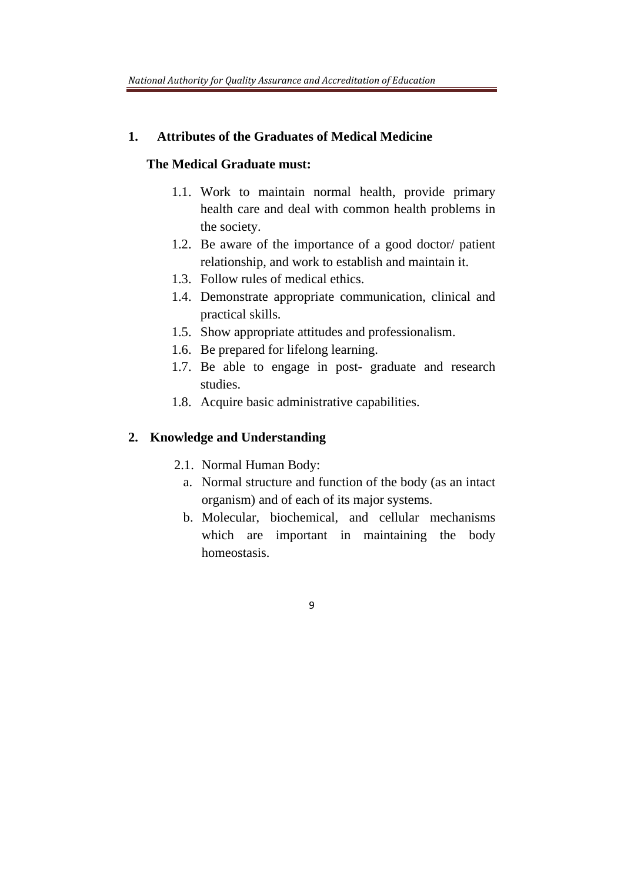## 1. Attributes of the Graduates of Medical Medicine

**The Medical Graduate must:**

1.1. Work to maintain normal health, provide primary health care and deal with common health problems in the society.

1.2. Be aware of the importance of a good doctor/ patient relationship, and work to establish and maintain it.

1.3. Follow rules of medical ethics.

1.4. Demonstrate appropriate communication, clinical and practical skills.

1.5. Show appropriate attitudes and professionalism.

1.6. Be prepared for lifelong learning.

1.7. Be able to engage in post- graduate and research studies.

1.8. Acquire basic administrative capabilities.

## 2. Knowledge and Understanding

2.1. Normal Human Body:

a. Normal structure and function of the body (as an intact organism) and of each of its major systems.

b. Molecular, biochemical, and cellular mechanisms which are important in maintaining the body homeostasis.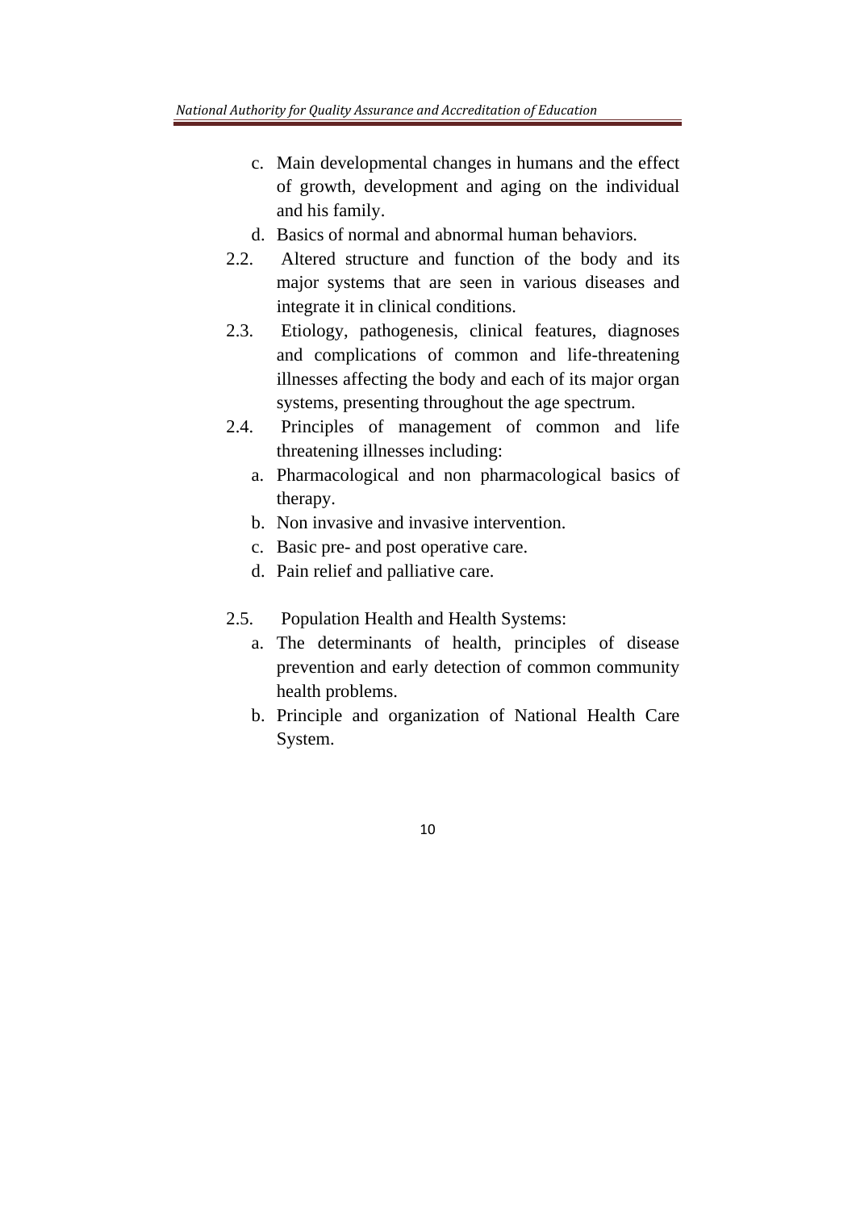c. Main developmental changes in humans and the effect of growth, development and aging on the individual and his family.
   d. Basics of normal and abnormal human behaviors.

2.2. Altered structure and function of the body and its major systems that are seen in various diseases and integrate it in clinical conditions.

2.3. Etiology, pathogenesis, clinical features, diagnoses and complications of common and life-threatening illnesses affecting the body and each of its major organ systems, presenting throughout the age spectrum.

2.4. Principles of management of common and life threatening illnesses including:
   a. Pharmacological and non pharmacological basics of therapy.
   b. Non invasive and invasive intervention.
   c. Basic pre- and post operative care.
   d. Pain relief and palliative care.

2.5. Population Health and Health Systems:
   a. The determinants of health, principles of disease prevention and early detection of common community health problems.
   b. Principle and organization of National Health Care System.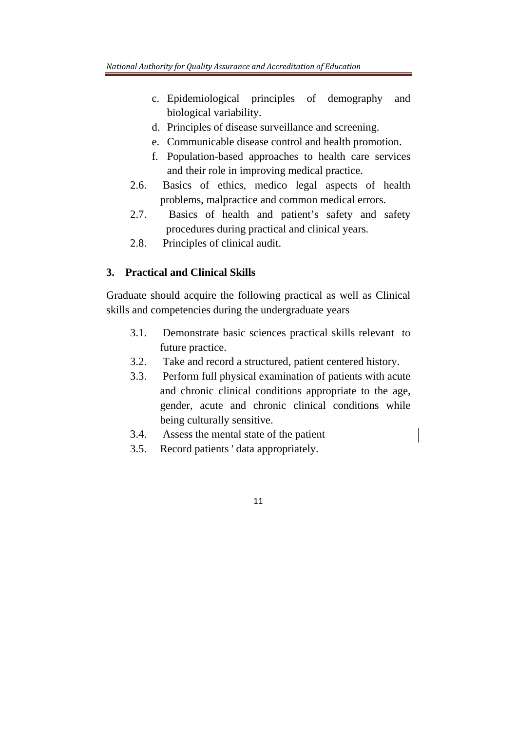c. Epidemiological principles of demography and biological variability.
d. Principles of disease surveillance and screening.
e. Communicable disease control and health promotion.
f. Population-based approaches to health care services and their role in improving medical practice.

2.6. Basics of ethics, medico legal aspects of health problems, malpractice and common medical errors.

2.7. Basics of health and patient's safety and safety procedures during practical and clinical years.

2.8. Principles of clinical audit.

## 3. Practical and Clinical Skills

Graduate should acquire the following practical as well as Clinical skills and competencies during the undergraduate years

3.1. Demonstrate basic sciences practical skills relevant to future practice.

3.2. Take and record a structured, patient centered history.

3.3. Perform full physical examination of patients with acute and chronic clinical conditions appropriate to the age, gender, acute and chronic clinical conditions while being culturally sensitive.

3.4. Assess the mental state of the patient

3.5. Record patients ' data appropriately.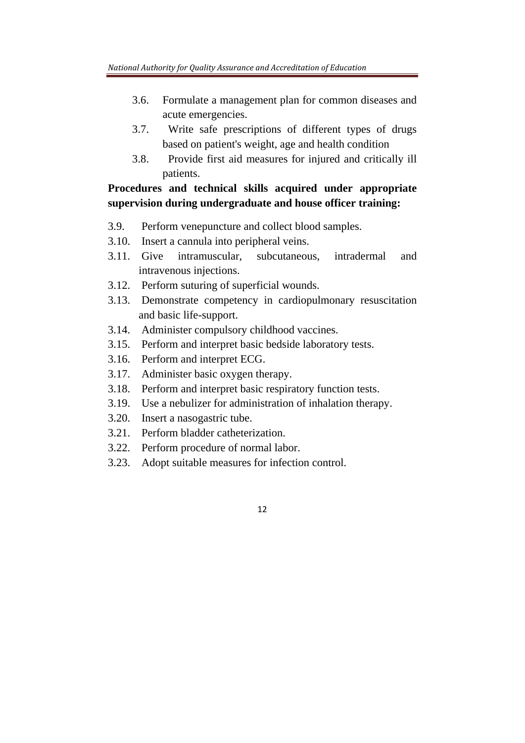- 3.6. Formulate a management plan for common diseases and acute emergencies.
- 3.7. Write safe prescriptions of different types of drugs based on patient's weight, age and health condition
- 3.8. Provide first aid measures for injured and critically ill patients.

**Procedures and technical skills acquired under appropriate supervision during undergraduate and house officer training:**

- 3.9. Perform venepuncture and collect blood samples.
- 3.10. Insert a cannula into peripheral veins.
- 3.11. Give intramuscular, subcutaneous, intradermal and intravenous injections.
- 3.12. Perform suturing of superficial wounds.
- 3.13. Demonstrate competency in cardiopulmonary resuscitation and basic life-support.
- 3.14. Administer compulsory childhood vaccines.
- 3.15. Perform and interpret basic bedside laboratory tests.
- 3.16. Perform and interpret ECG.
- 3.17. Administer basic oxygen therapy.
- 3.18. Perform and interpret basic respiratory function tests.
- 3.19. Use a nebulizer for administration of inhalation therapy.
- 3.20. Insert a nasogastric tube.
- 3.21. Perform bladder catheterization.
- 3.22. Perform procedure of normal labor.
- 3.23. Adopt suitable measures for infection control.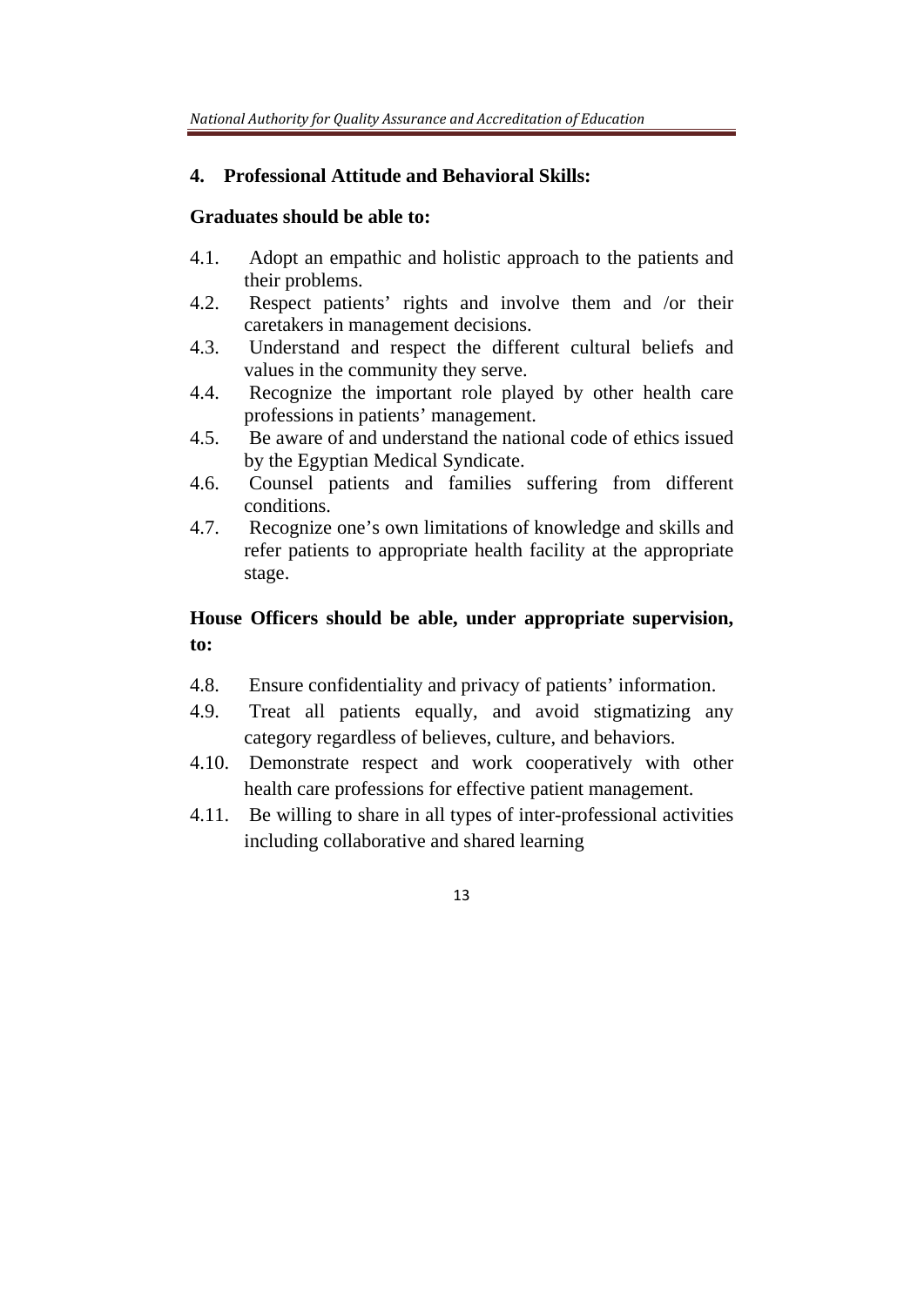## 4. Professional Attitude and Behavioral Skills:

**Graduates should be able to:**

4.1. Adopt an empathic and holistic approach to the patients and their problems.
4.2. Respect patients' rights and involve them and /or their caretakers in management decisions.
4.3. Understand and respect the different cultural beliefs and values in the community they serve.
4.4. Recognize the important role played by other health care professions in patients' management.
4.5. Be aware of and understand the national code of ethics issued by the Egyptian Medical Syndicate.
4.6. Counsel patients and families suffering from different conditions.
4.7. Recognize one's own limitations of knowledge and skills and refer patients to appropriate health facility at the appropriate stage.

**House Officers should be able, under appropriate supervision, to:**

4.8. Ensure confidentiality and privacy of patients' information.
4.9. Treat all patients equally, and avoid stigmatizing any category regardless of believes, culture, and behaviors.
4.10. Demonstrate respect and work cooperatively with other health care professions for effective patient management.
4.11. Be willing to share in all types of inter-professional activities including collaborative and shared learning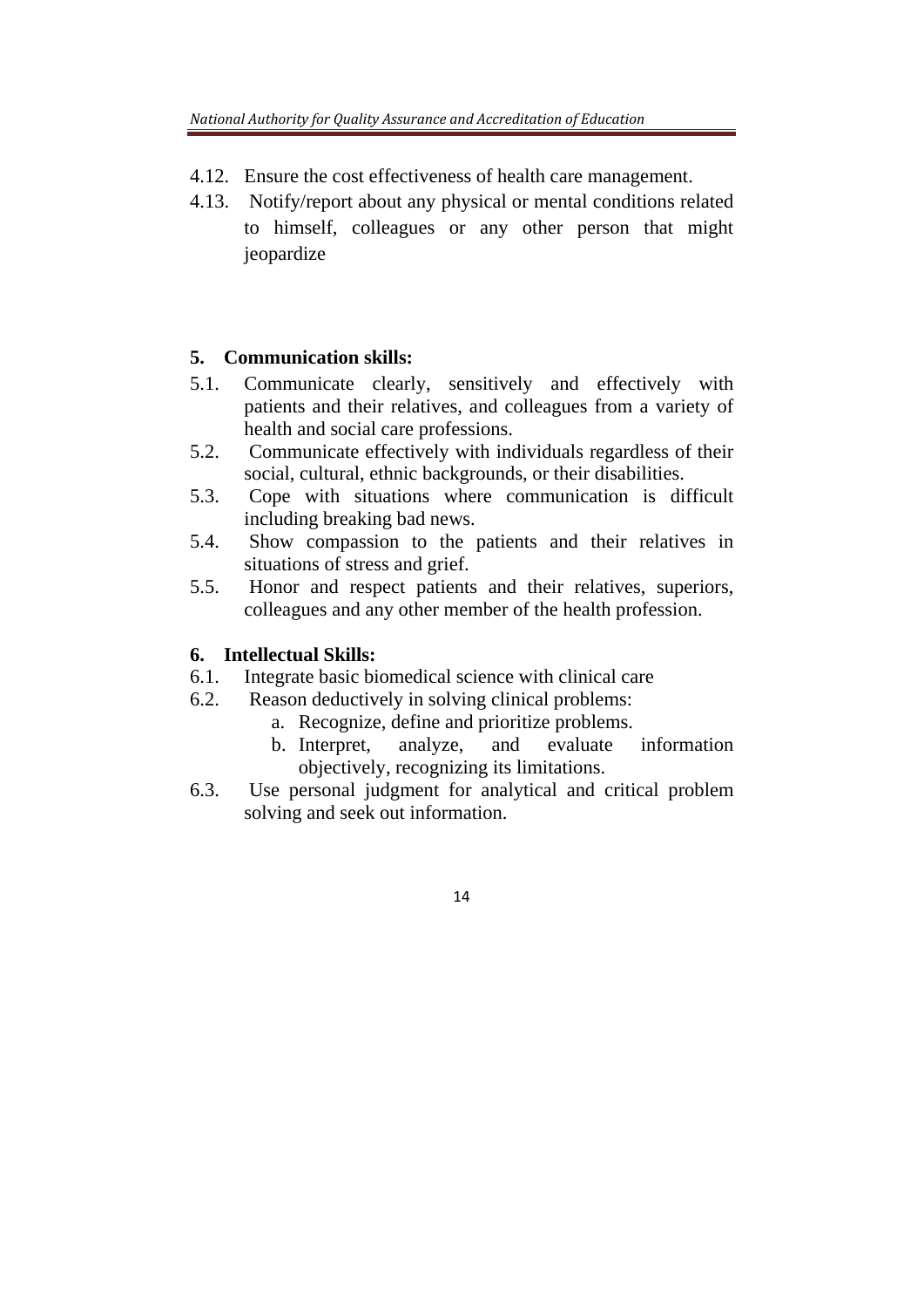4.12. Ensure the cost effectiveness of health care management.

4.13. Notify/report about any physical or mental conditions related to himself, colleagues or any other person that might jeopardize

## 5. Communication skills:

5.1. Communicate clearly, sensitively and effectively with patients and their relatives, and colleagues from a variety of health and social care professions.

5.2. Communicate effectively with individuals regardless of their social, cultural, ethnic backgrounds, or their disabilities.

5.3. Cope with situations where communication is difficult including breaking bad news.

5.4. Show compassion to the patients and their relatives in situations of stress and grief.

5.5. Honor and respect patients and their relatives, superiors, colleagues and any other member of the health profession.

## 6. Intellectual Skills:

6.1. Integrate basic biomedical science with clinical care

6.2. Reason deductively in solving clinical problems:

   a. Recognize, define and prioritize problems.
   b. Interpret, analyze, and evaluate information objectively, recognizing its limitations.

6.3. Use personal judgment for analytical and critical problem solving and seek out information.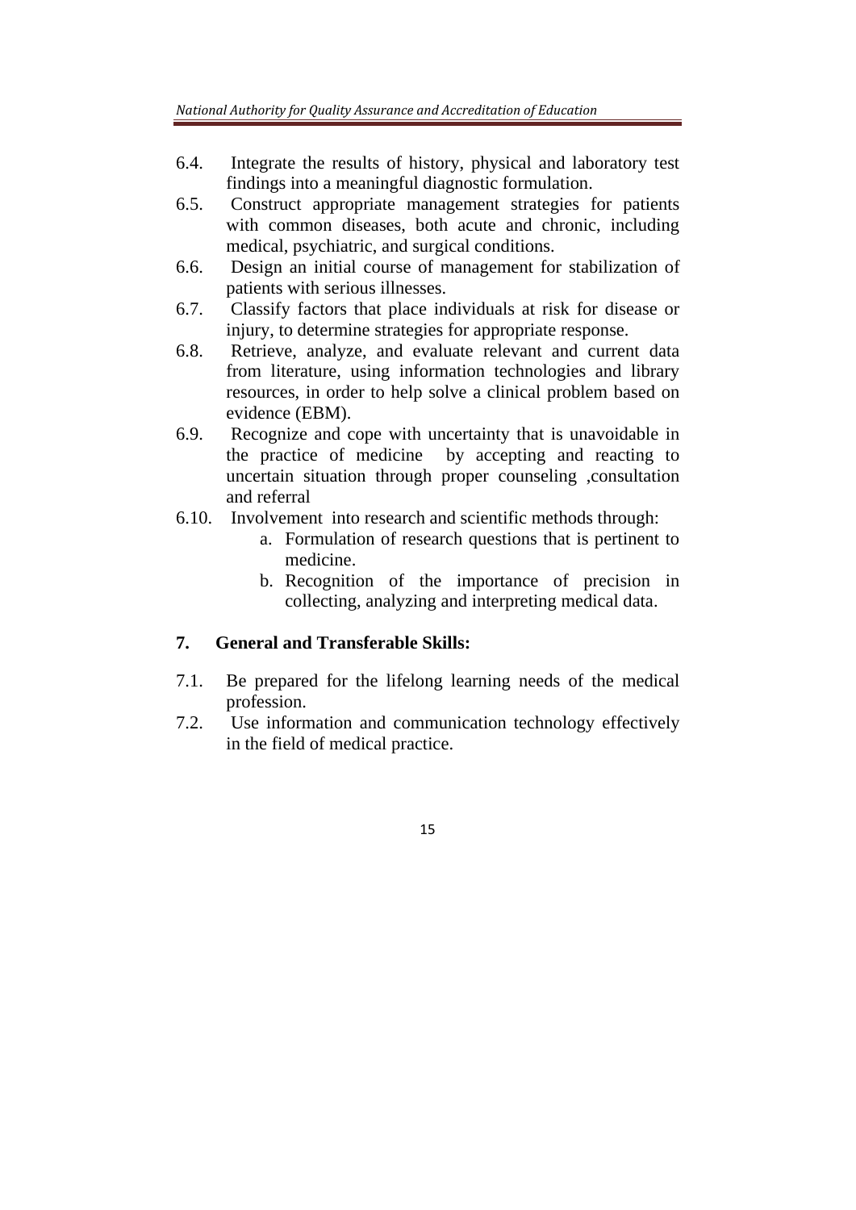6.4. Integrate the results of history, physical and laboratory test findings into a meaningful diagnostic formulation.

6.5. Construct appropriate management strategies for patients with common diseases, both acute and chronic, including medical, psychiatric, and surgical conditions.

6.6. Design an initial course of management for stabilization of patients with serious illnesses.

6.7. Classify factors that place individuals at risk for disease or injury, to determine strategies for appropriate response.

6.8. Retrieve, analyze, and evaluate relevant and current data from literature, using information technologies and library resources, in order to help solve a clinical problem based on evidence (EBM).

6.9. Recognize and cope with uncertainty that is unavoidable in the practice of medicine by accepting and reacting to uncertain situation through proper counseling ,consultation and referral

6.10. Involvement into research and scientific methods through:

   a. Formulation of research questions that is pertinent to medicine.
   b. Recognition of the importance of precision in collecting, analyzing and interpreting medical data.

## 7. General and Transferable Skills:

7.1. Be prepared for the lifelong learning needs of the medical profession.

7.2. Use information and communication technology effectively in the field of medical practice.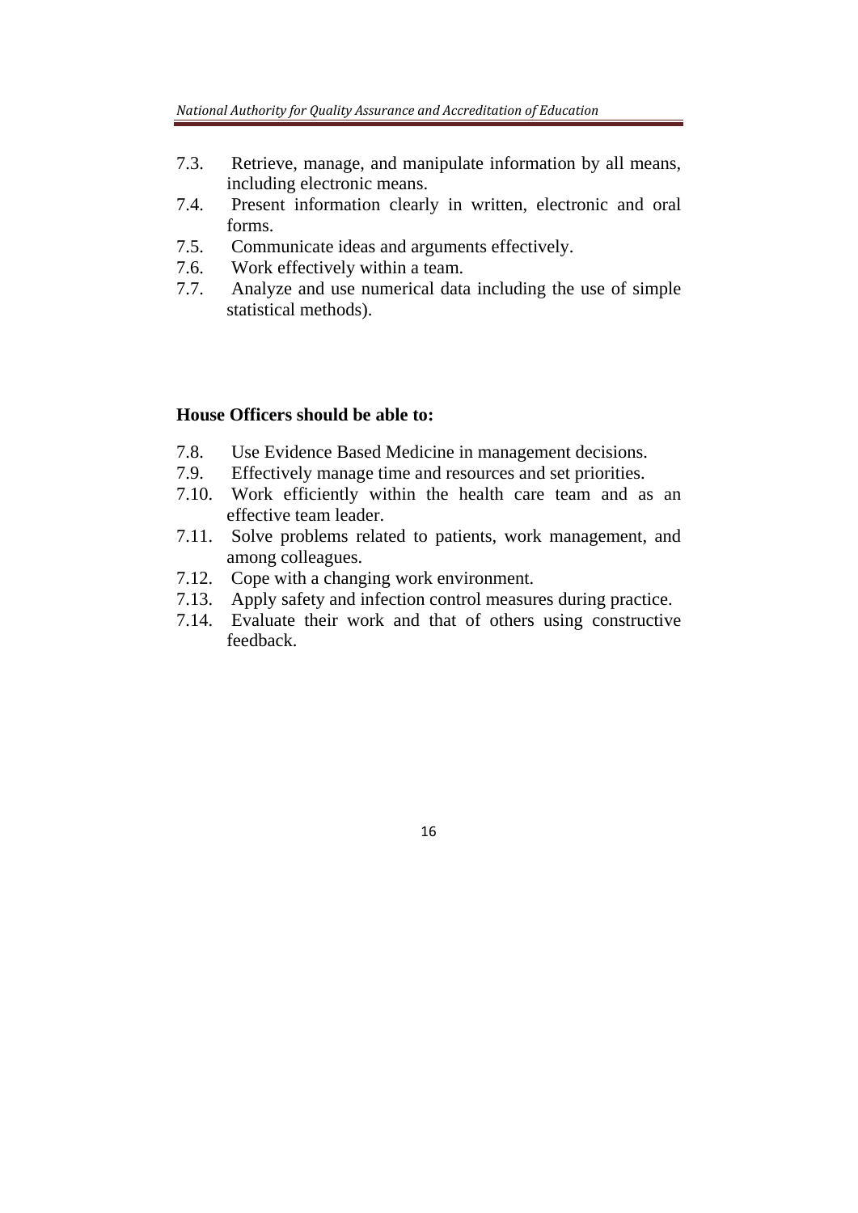7.3. Retrieve, manage, and manipulate information by all means, including electronic means.
7.4. Present information clearly in written, electronic and oral forms.
7.5. Communicate ideas and arguments effectively.
7.6. Work effectively within a team.
7.7. Analyze and use numerical data including the use of simple statistical methods).

**House Officers should be able to:**

7.8. Use Evidence Based Medicine in management decisions.
7.9. Effectively manage time and resources and set priorities.
7.10. Work efficiently within the health care team and as an effective team leader.
7.11. Solve problems related to patients, work management, and among colleagues.
7.12. Cope with a changing work environment.
7.13. Apply safety and infection control measures during practice.
7.14. Evaluate their work and that of others using constructive feedback.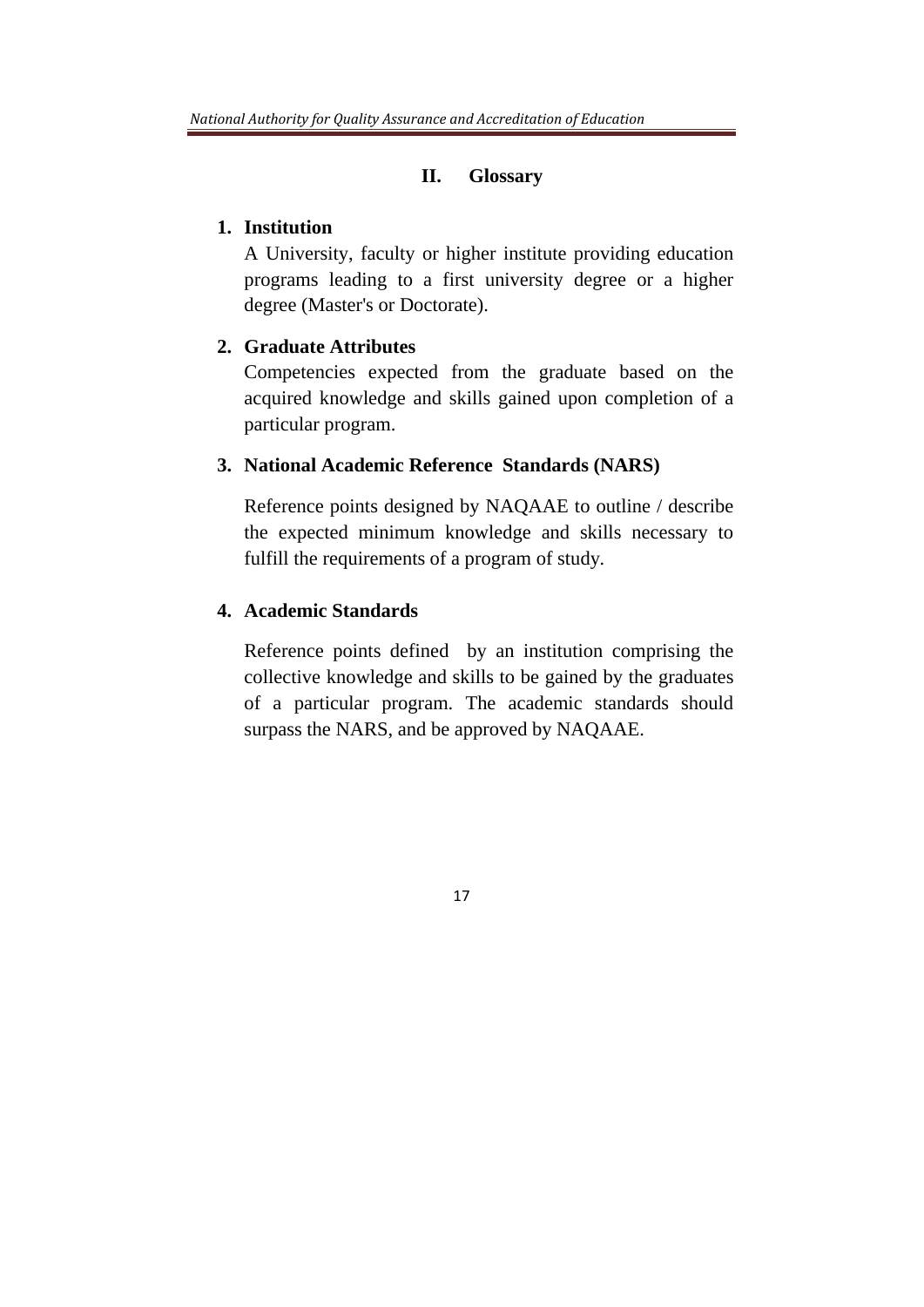## II. Glossary

1. **Institution**

   A University, faculty or higher institute providing education programs leading to a first university degree or a higher degree (Master's or Doctorate).

2. **Graduate Attributes**

   Competencies expected from the graduate based on the acquired knowledge and skills gained upon completion of a particular program.

3. **National Academic Reference Standards (NARS)**

   Reference points designed by NAQAAE to outline / describe the expected minimum knowledge and skills necessary to fulfill the requirements of a program of study.

4. **Academic Standards**

   Reference points defined by an institution comprising the collective knowledge and skills to be gained by the graduates of a particular program. The academic standards should surpass the NARS, and be approved by NAQAAE.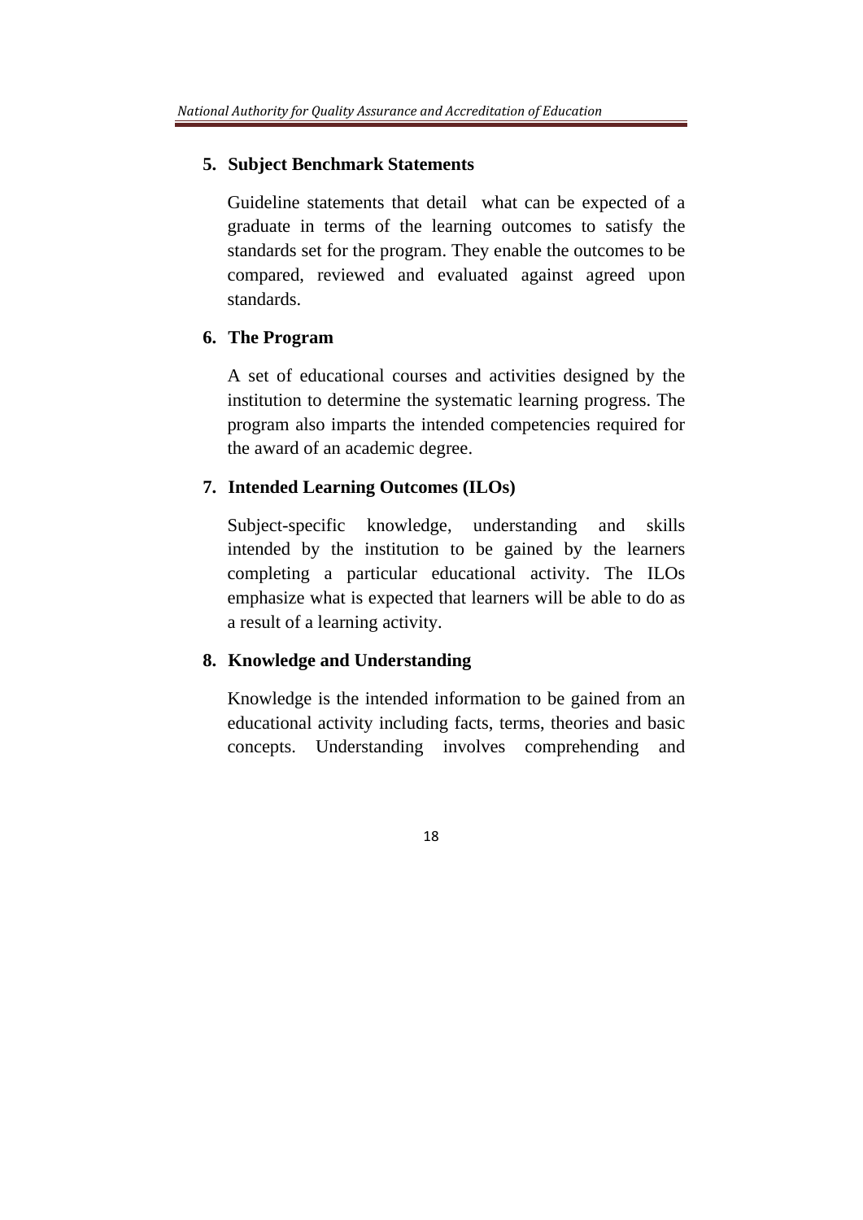5. **Subject Benchmark Statements**

   Guideline statements that detail what can be expected of a graduate in terms of the learning outcomes to satisfy the standards set for the program. They enable the outcomes to be compared, reviewed and evaluated against agreed upon standards.

6. **The Program**

   A set of educational courses and activities designed by the institution to determine the systematic learning progress. The program also imparts the intended competencies required for the award of an academic degree.

7. **Intended Learning Outcomes (ILOs)**

   Subject-specific knowledge, understanding and skills intended by the institution to be gained by the learners completing a particular educational activity. The ILOs emphasize what is expected that learners will be able to do as a result of a learning activity.

8. **Knowledge and Understanding**

   Knowledge is the intended information to be gained from an educational activity including facts, terms, theories and basic concepts. Understanding involves comprehending and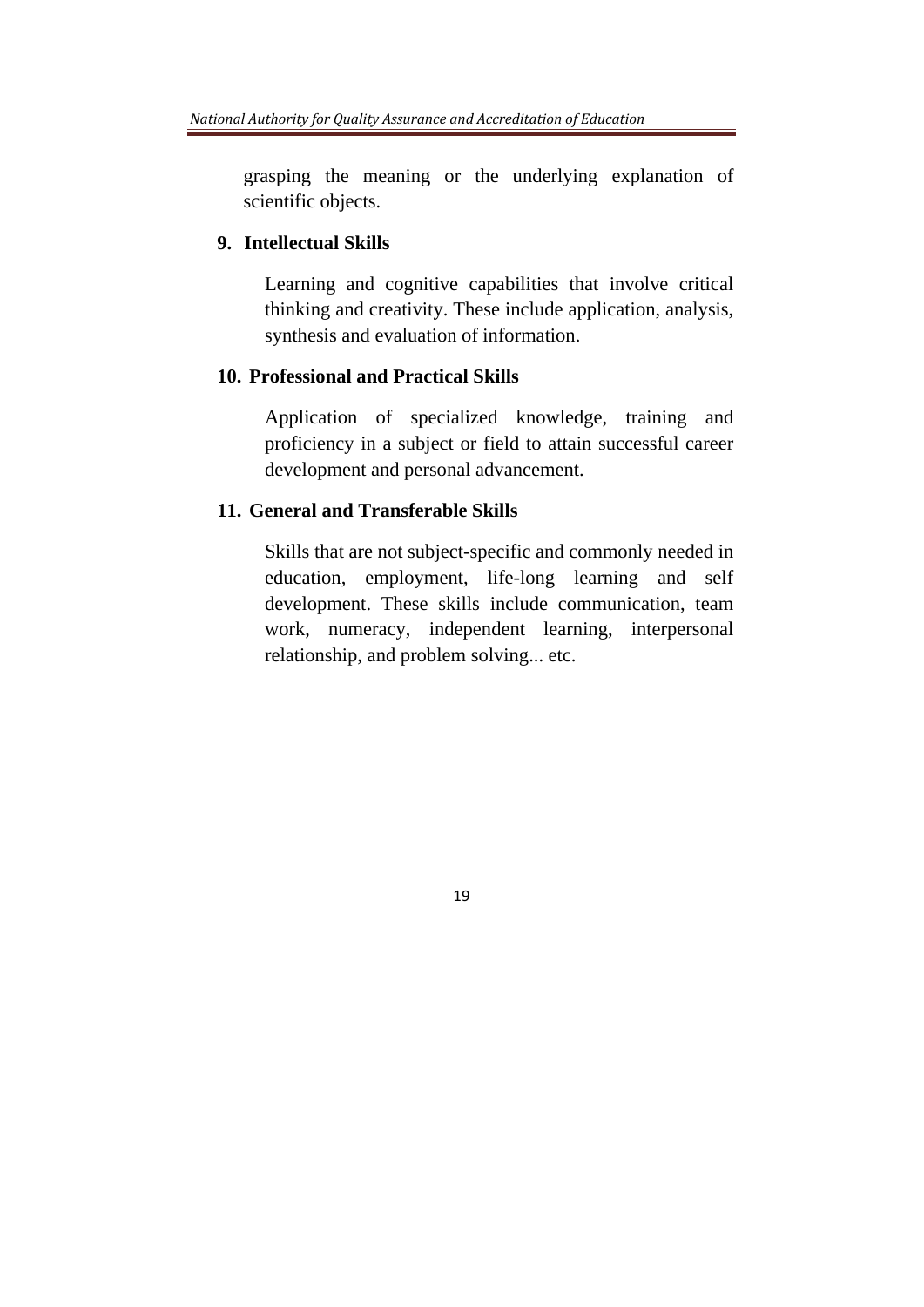grasping the meaning or the underlying explanation of scientific objects.

**9. Intellectual Skills**

Learning and cognitive capabilities that involve critical thinking and creativity. These include application, analysis, synthesis and evaluation of information.

**10. Professional and Practical Skills**

Application of specialized knowledge, training and proficiency in a subject or field to attain successful career development and personal advancement.

**11. General and Transferable Skills**

Skills that are not subject-specific and commonly needed in education, employment, life-long learning and self development. These skills include communication, team work, numeracy, independent learning, interpersonal relationship, and problem solving... etc.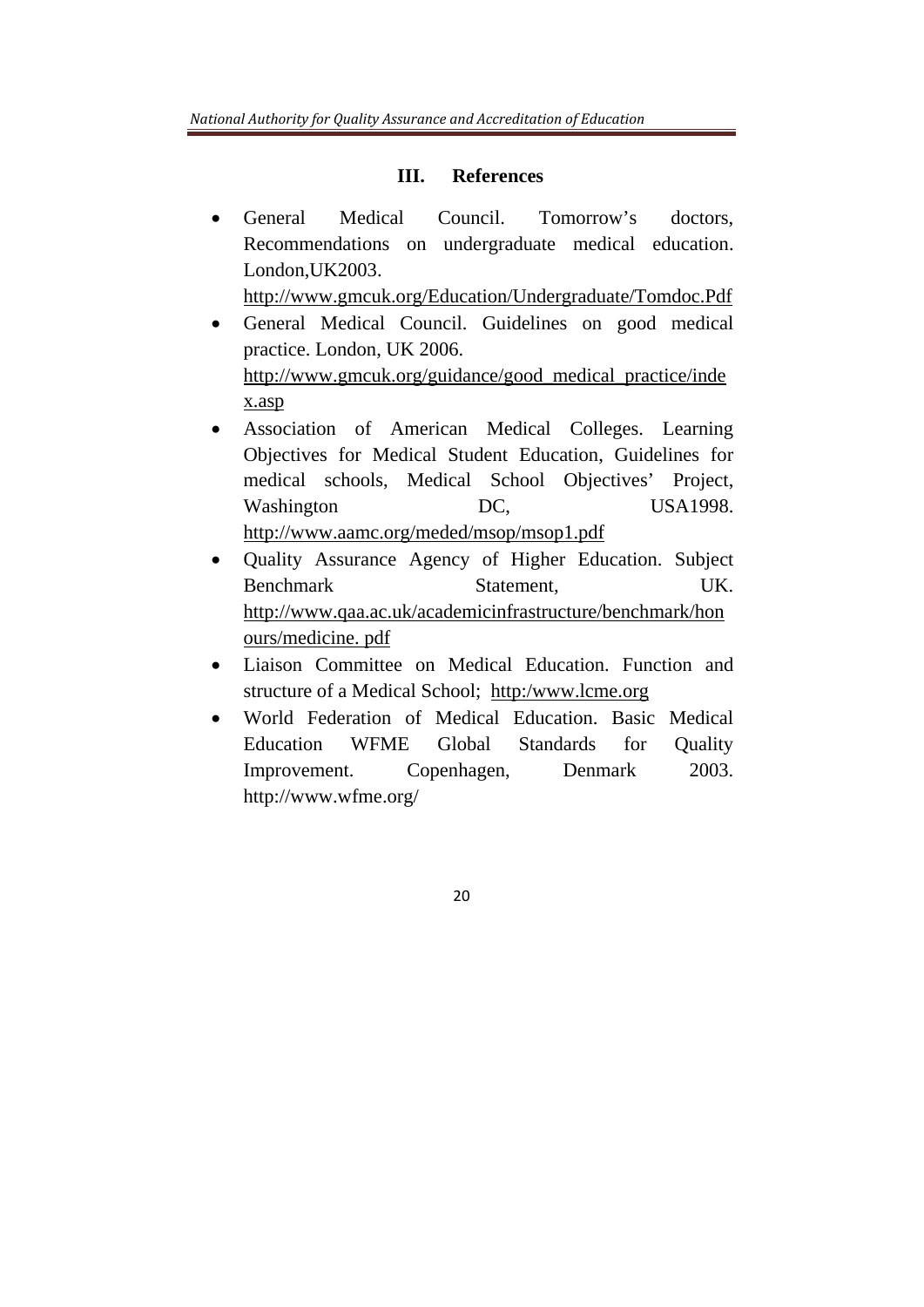## III. References

- General Medical Council. Tomorrow's doctors, Recommendations on undergraduate medical education. London,UK2003. http://www.gmcuk.org/Education/Undergraduate/Tomdoc.Pdf
- General Medical Council. Guidelines on good medical practice. London, UK 2006. http://www.gmcuk.org/guidance/good_medical_practice/index.asp
- Association of American Medical Colleges. Learning Objectives for Medical Student Education, Guidelines for medical schools, Medical School Objectives' Project, Washington DC, USA1998. http://www.aamc.org/meded/msop/msop1.pdf
- Quality Assurance Agency of Higher Education. Subject Benchmark Statement, UK. http://www.qaa.ac.uk/academicinfrastructure/benchmark/honours/medicine. pdf
- Liaison Committee on Medical Education. Function and structure of a Medical School; http:/www.lcme.org
- World Federation of Medical Education. Basic Medical Education WFME Global Standards for Quality Improvement. Copenhagen, Denmark 2003. http://www.wfme.org/